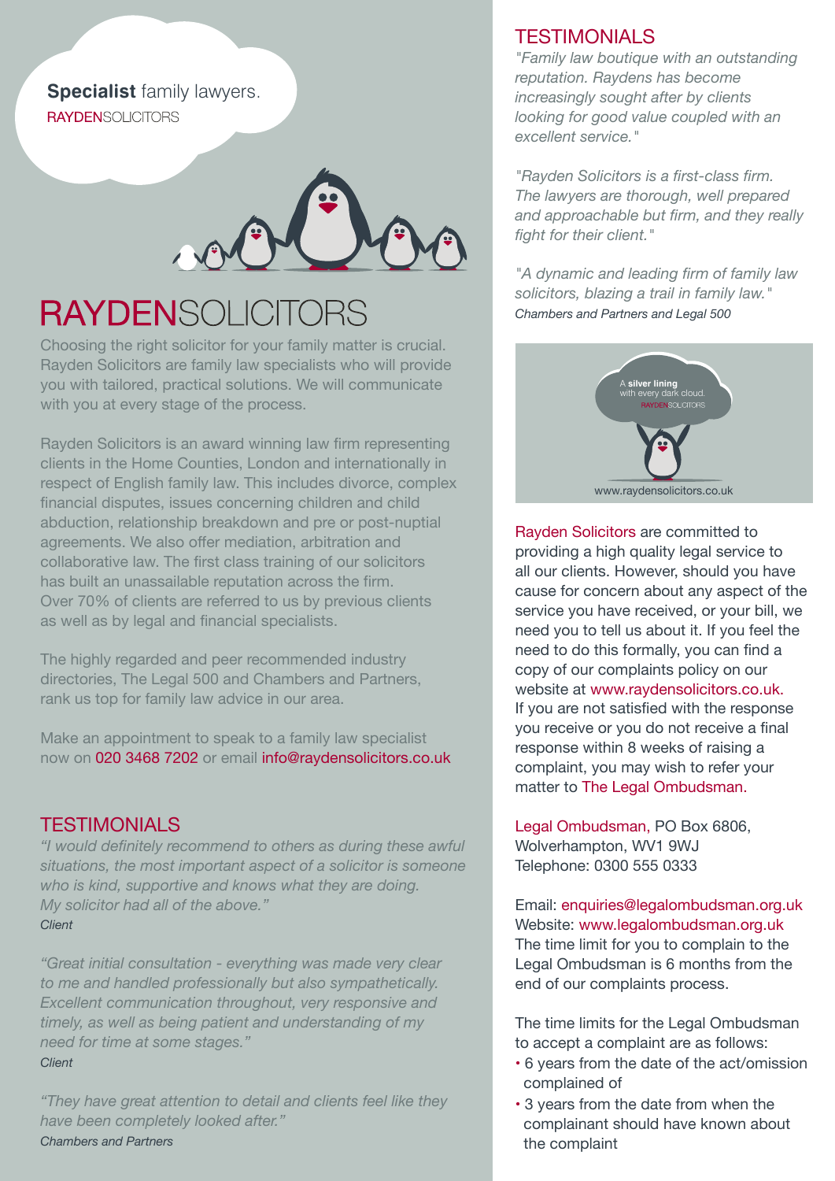**Specialist** family lawyers.
RAYDENSOLICITORS

# RAYDENSOLICITORS

Choosing the right solicitor for your family matter is crucial. Rayden Solicitors are family law specialists who will provide you with tailored, practical solutions. We will communicate with you at every stage of the process.

Rayden Solicitors is an award winning law firm representing clients in the Home Counties, London and internationally in respect of English family law. This includes divorce, complex financial disputes, issues concerning children and child abduction, relationship breakdown and pre or post-nuptial agreements. We also offer mediation, arbitration and collaborative law. The first class training of our solicitors has built an unassailable reputation across the firm. Over 70% of clients are referred to us by previous clients as well as by legal and financial specialists.

The highly regarded and peer recommended industry directories, The Legal 500 and Chambers and Partners, rank us top for family law advice in our area.

Make an appointment to speak to a family law specialist now on 020 3468 7202 or email info@raydensolicitors.co.uk

## TESTIMONIALS

*"I would definitely recommend to others as during these awful situations, the most important aspect of a solicitor is someone who is kind, supportive and knows what they are doing. My solicitor had all of the above."*
*Client*

*"Great initial consultation - everything was made very clear to me and handled professionally but also sympathetically. Excellent communication throughout, very responsive and timely, as well as being patient and understanding of my need for time at some stages."*
*Client*

*"They have great attention to detail and clients feel like they have been completely looked after."*
*Chambers and Partners*

## TESTIMONIALS

*"Family law boutique with an outstanding reputation. Raydens has become increasingly sought after by clients looking for good value coupled with an excellent service."*

*"Rayden Solicitors is a first-class firm. The lawyers are thorough, well prepared and approachable but firm, and they really fight for their client."*

*"A dynamic and leading firm of family law solicitors, blazing a trail in family law."*
*Chambers and Partners and Legal 500*

A **silver lining** with every dark cloud.
RAYDENSOLICITORS
www.raydensolicitors.co.uk

Rayden Solicitors are committed to providing a high quality legal service to all our clients. However, should you have cause for concern about any aspect of the service you have received, or your bill, we need you to tell us about it. If you feel the need to do this formally, you can find a copy of our complaints policy on our website at www.raydensolicitors.co.uk. If you are not satisfied with the response you receive or you do not receive a final response within 8 weeks of raising a complaint, you may wish to refer your matter to The Legal Ombudsman.

Legal Ombudsman, PO Box 6806,
Wolverhampton, WV1 9WJ
Telephone: 0300 555 0333

Email: enquiries@legalombudsman.org.uk
Website: www.legalombudsman.org.uk
The time limit for you to complain to the Legal Ombudsman is 6 months from the end of our complaints process.

The time limits for the Legal Ombudsman to accept a complaint are as follows:

- 6 years from the date of the act/omission complained of
- 3 years from the date from when the complainant should have known about the complaint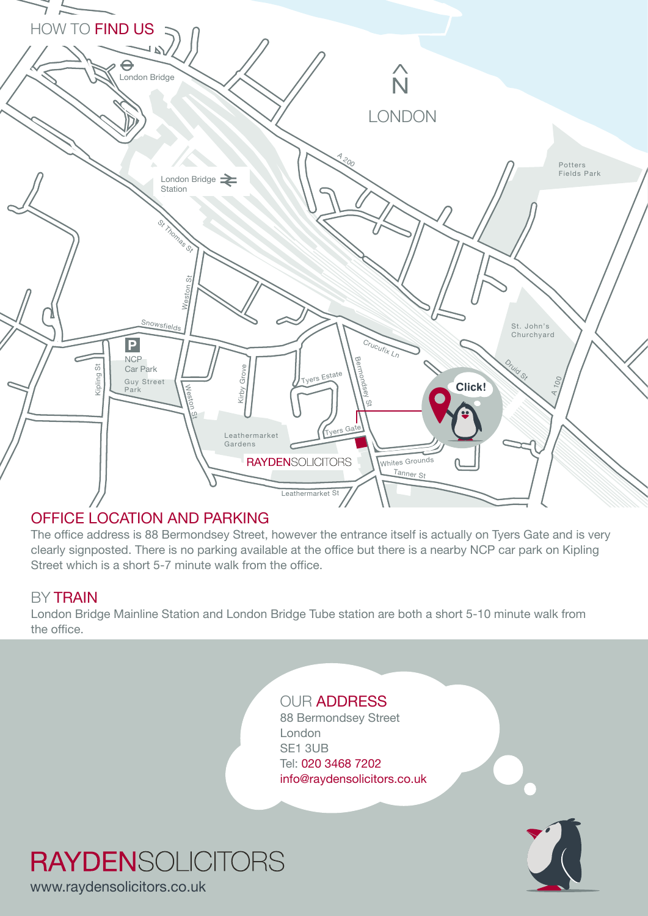# HOW TO FIND US

## OFFICE LOCATION AND PARKING

The office address is 88 Bermondsey Street, however the entrance itself is actually on Tyers Gate and is very clearly signposted. There is no parking available at the office but there is a nearby NCP car park on Kipling Street which is a short 5-7 minute walk from the office.

## BY TRAIN

London Bridge Mainline Station and London Bridge Tube station are both a short 5-10 minute walk from the office.

## OUR ADDRESS

88 Bermondsey Street
London
SE1 3UB
Tel: 020 3468 7202
info@raydensolicitors.co.uk

RAYDENSOLICITORS
www.raydensolicitors.co.uk